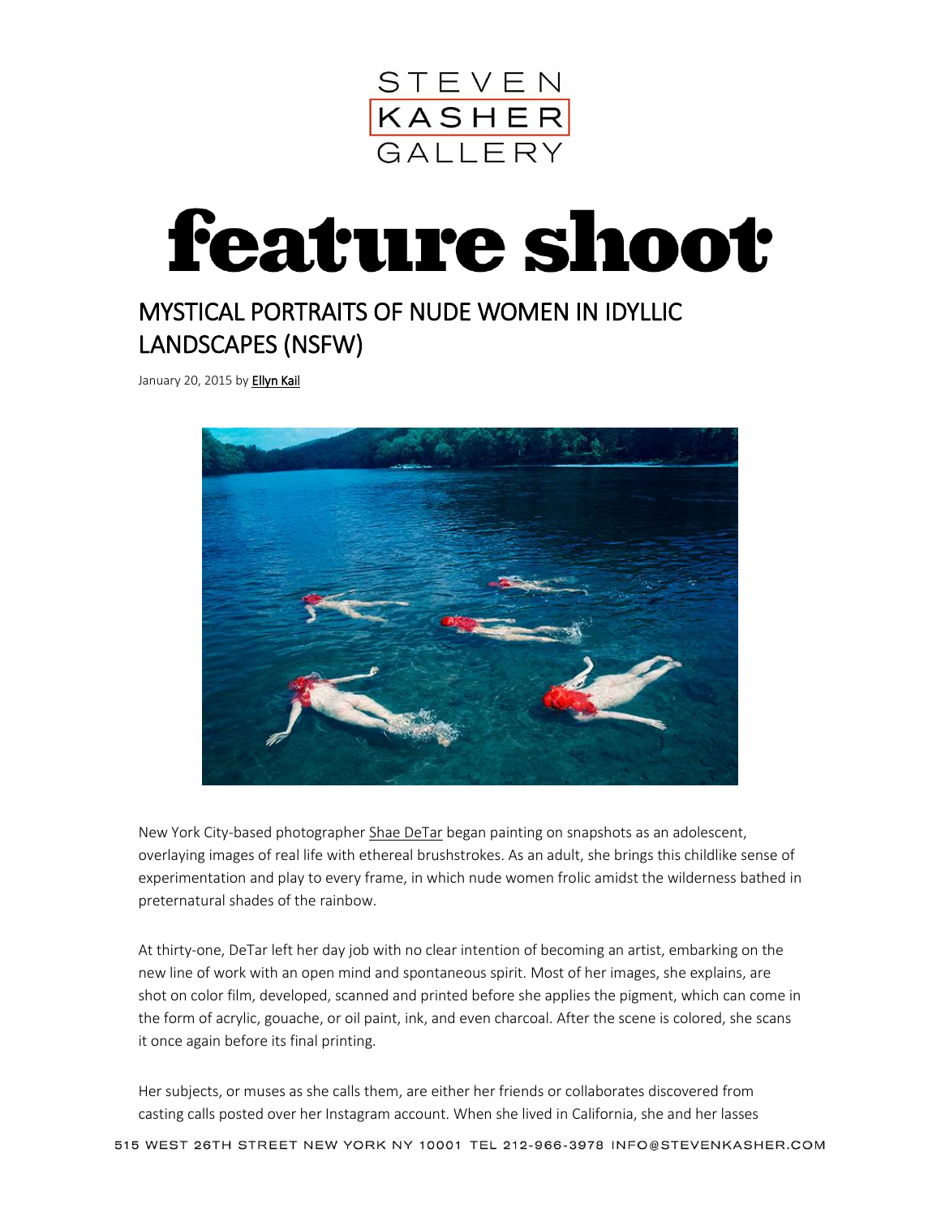STEVEN KASHER GALLERY

# feature shoot

## MYSTICAL PORTRAITS OF NUDE WOMEN IN IDYLLIC LANDSCAPES (NSFW)

January 20, 2015 by Ellyn Kail

New York City-based photographer Shae DeTar began painting on snapshots as an adolescent, overlaying images of real life with ethereal brushstrokes. As an adult, she brings this childlike sense of experimentation and play to every frame, in which nude women frolic amidst the wilderness bathed in preternatural shades of the rainbow.

At thirty-one, DeTar left her day job with no clear intention of becoming an artist, embarking on the new line of work with an open mind and spontaneous spirit. Most of her images, she explains, are shot on color film, developed, scanned and printed before she applies the pigment, which can come in the form of acrylic, gouache, or oil paint, ink, and even charcoal. After the scene is colored, she scans it once again before its final printing.

Her subjects, or muses as she calls them, are either her friends or collaborates discovered from casting calls posted over her Instagram account. When she lived in California, she and her lasses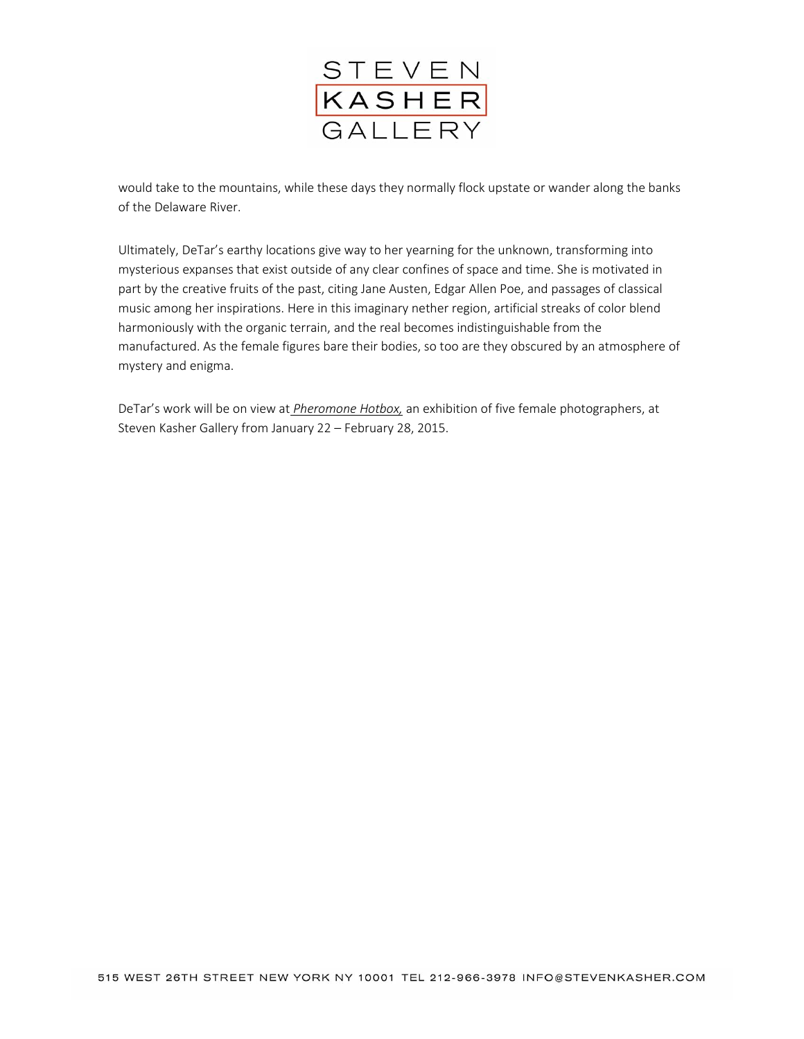would take to the mountains, while these days they normally flock upstate or wander along the banks of the Delaware River.

Ultimately, DeTar's earthy locations give way to her yearning for the unknown, transforming into mysterious expanses that exist outside of any clear confines of space and time. She is motivated in part by the creative fruits of the past, citing Jane Austen, Edgar Allen Poe, and passages of classical music among her inspirations. Here in this imaginary nether region, artificial streaks of color blend harmoniously with the organic terrain, and the real becomes indistinguishable from the manufactured. As the female figures bare their bodies, so too are they obscured by an atmosphere of mystery and enigma.

DeTar's work will be on view at *Pheromone Hotbox,* an exhibition of five female photographers, at Steven Kasher Gallery from January 22 – February 28, 2015.